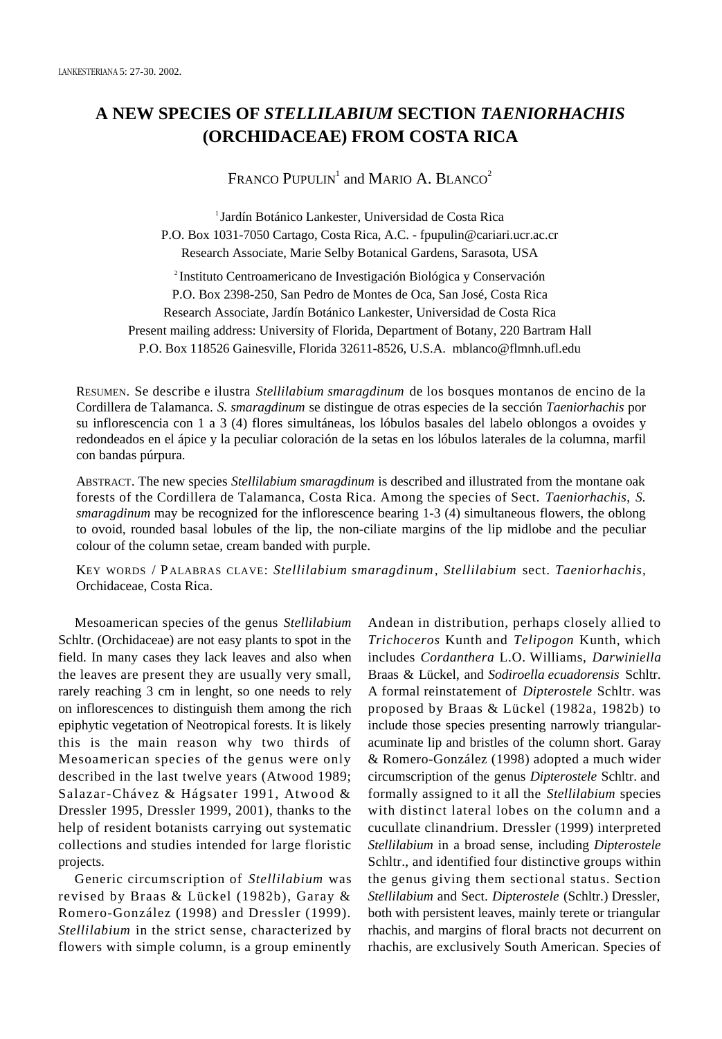# A NEW SPECIES OF *STELLILABIUM* SECTION *TAENIORHACHIS* (ORCHIDACEAE) FROM COSTA RICA

FRANCO PUPULIN[1] and MARIO A. BLANCO[2]

[1] Jardín Botánico Lankester, Universidad de Costa Rica
P.O. Box 1031-7050 Cartago, Costa Rica, A.C. - fpupulin@cariari.ucr.ac.cr
Research Associate, Marie Selby Botanical Gardens, Sarasota, USA

[2] Instituto Centroamericano de Investigación Biológica y Conservación
P.O. Box 2398-250, San Pedro de Montes de Oca, San José, Costa Rica
Research Associate, Jardín Botánico Lankester, Universidad de Costa Rica
Present mailing address: University of Florida, Department of Botany, 220 Bartram Hall
P.O. Box 118526 Gainesville, Florida 32611-8526, U.S.A. mblanco@flmnh.ufl.edu

RESUMEN. Se describe e ilustra *Stellilabium smaragdinum* de los bosques montanos de encino de la Cordillera de Talamanca. *S. smaragdinum* se distingue de otras especies de la sección *Taeniorhachis* por su inflorescencia con 1 a 3 (4) flores simultáneas, los lóbulos basales del labelo oblongos a ovoides y redondeados en el ápice y la peculiar coloración de la setas en los lóbulos laterales de la columna, marfil con bandas púrpura.

ABSTRACT. The new species *Stellilabium smaragdinum* is described and illustrated from the montane oak forests of the Cordillera de Talamanca, Costa Rica. Among the species of Sect. *Taeniorhachis*, *S. smaragdinum* may be recognized for the inflorescence bearing 1-3 (4) simultaneous flowers, the oblong to ovoid, rounded basal lobules of the lip, the non-ciliate margins of the lip midlobe and the peculiar colour of the column setae, cream banded with purple.

KEY WORDS / PALABRAS CLAVE: *Stellilabium smaragdinum*, *Stellilabium* sect. *Taeniorhachis*, Orchidaceae, Costa Rica.

Mesoamerican species of the genus *Stellilabium* Schltr. (Orchidaceae) are not easy plants to spot in the field. In many cases they lack leaves and also when the leaves are present they are usually very small, rarely reaching 3 cm in lenght, so one needs to rely on inflorescences to distinguish them among the rich epiphytic vegetation of Neotropical forests. It is likely this is the main reason why two thirds of Mesoamerican species of the genus were only described in the last twelve years (Atwood 1989; Salazar-Chávez & Hágsater 1991, Atwood & Dressler 1995, Dressler 1999, 2001), thanks to the help of resident botanists carrying out systematic collections and studies intended for large floristic projects.

Generic circumscription of *Stellilabium* was revised by Braas & Lückel (1982b), Garay & Romero-González (1998) and Dressler (1999). *Stellilabium* in the strict sense, characterized by flowers with simple column, is a group eminently Andean in distribution, perhaps closely allied to *Trichoceros* Kunth and *Telipogon* Kunth, which includes *Cordanthera* L.O. Williams, *Darwiniella* Braas & Lückel, and *Sodiroella ecuadorensis* Schltr. A formal reinstatement of *Dipterostele* Schltr. was proposed by Braas & Lückel (1982a, 1982b) to include those species presenting narrowly triangular-acuminate lip and bristles of the column short. Garay & Romero-González (1998) adopted a much wider circumscription of the genus *Dipterostele* Schltr. and formally assigned to it all the *Stellilabium* species with distinct lateral lobes on the column and a cucullate clinandrium. Dressler (1999) interpreted *Stellilabium* in a broad sense, including *Dipterostele* Schltr., and identified four distinctive groups within the genus giving them sectional status. Section *Stellilabium* and Sect. *Dipterostele* (Schltr.) Dressler, both with persistent leaves, mainly terete or triangular rhachis, and margins of floral bracts not decurrent on rhachis, are exclusively South American. Species of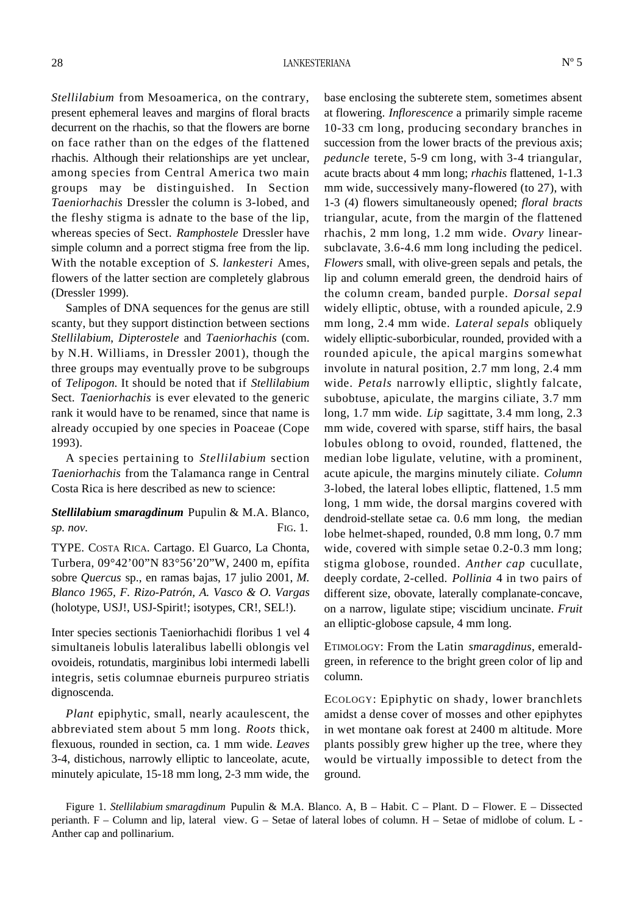*Stellilabium* from Mesoamerica, on the contrary, present ephemeral leaves and margins of floral bracts decurrent on the rhachis, so that the flowers are borne on face rather than on the edges of the flattened rhachis. Although their relationships are yet unclear, among species from Central America two main groups may be distinguished. In Section *Taeniorhachis* Dressler the column is 3-lobed, and the fleshy stigma is adnate to the base of the lip, whereas species of Sect. *Ramphostele* Dressler have simple column and a porrect stigma free from the lip. With the notable exception of *S. lankesteri* Ames, flowers of the latter section are completely glabrous (Dressler 1999).

Samples of DNA sequences for the genus are still scanty, but they support distinction between sections *Stellilabium*, *Dipterostele* and *Taeniorhachis* (com. by N.H. Williams, in Dressler 2001), though the three groups may eventually prove to be subgroups of *Telipogon*. It should be noted that if *Stellilabium* Sect. *Taeniorhachis* is ever elevated to the generic rank it would have to be renamed, since that name is already occupied by one species in Poaceae (Cope 1993).

A species pertaining to *Stellilabium* section *Taeniorhachis* from the Talamanca range in Central Costa Rica is here described as new to science:

***Stellilabium smaragdinum*** Pupulin & M.A. Blanco, *sp. nov.* FIG. 1.

TYPE. COSTA RICA. Cartago. El Guarco, La Chonta, Turbera, 09°42'00"N 83°56'20"W, 2400 m, epífita sobre *Quercus* sp., en ramas bajas, 17 julio 2001, *M. Blanco 1965, F. Rizo-Patrón, A. Vasco & O. Vargas* (holotype, USJ!, USJ-Spirit!; isotypes, CR!, SEL!).

Inter species sectionis Taeniorhachidi floribus 1 vel 4 simultaneis lobulis lateralibus labelli oblongis vel ovoideis, rotundatis, marginibus lobi intermedi labelli integris, setis columnae eburneis purpureo striatis dignoscenda.

*Plant* epiphytic, small, nearly acaulescent, the abbreviated stem about 5 mm long. *Roots* thick, flexuous, rounded in section, ca. 1 mm wide. *Leaves* 3-4, distichous, narrowly elliptic to lanceolate, acute, minutely apiculate, 15-18 mm long, 2-3 mm wide, the base enclosing the subterete stem, sometimes absent at flowering. *Inflorescence* a primarily simple raceme 10-33 cm long, producing secondary branches in succession from the lower bracts of the previous axis; *peduncle* terete, 5-9 cm long, with 3-4 triangular, acute bracts about 4 mm long; *rhachis* flattened, 1-1.3 mm wide, successively many-flowered (to 27), with 1-3 (4) flowers simultaneously opened; *floral bracts* triangular, acute, from the margin of the flattened rhachis, 2 mm long, 1.2 mm wide. *Ovary* linear-subclavate, 3.6-4.6 mm long including the pedicel. *Flowers* small, with olive-green sepals and petals, the lip and column emerald green, the dendroid hairs of the column cream, banded purple. *Dorsal sepal* widely elliptic, obtuse, with a rounded apicule, 2.9 mm long, 2.4 mm wide. *Lateral sepals* obliquely widely elliptic-suborbicular, rounded, provided with a rounded apicule, the apical margins somewhat involute in natural position, 2.7 mm long, 2.4 mm wide. *Petals* narrowly elliptic, slightly falcate, subobtuse, apiculate, the margins ciliate, 3.7 mm long, 1.7 mm wide. *Lip* sagittate, 3.4 mm long, 2.3 mm wide, covered with sparse, stiff hairs, the basal lobules oblong to ovoid, rounded, flattened, the median lobe ligulate, velutine, with a prominent, acute apicule, the margins minutely ciliate. *Column* 3-lobed, the lateral lobes elliptic, flattened, 1.5 mm long, 1 mm wide, the dorsal margins covered with dendroid-stellate setae ca. 0.6 mm long, the median lobe helmet-shaped, rounded, 0.8 mm long, 0.7 mm wide, covered with simple setae 0.2-0.3 mm long; stigma globose, rounded. *Anther cap* cucullate, deeply cordate, 2-celled. *Pollinia* 4 in two pairs of different size, obovate, laterally complanate-concave, on a narrow, ligulate stipe; viscidium uncinate. *Fruit* an elliptic-globose capsule, 4 mm long.

ETIMOLOGY: From the Latin *smaragdinus*, emerald-green, in reference to the bright green color of lip and column.

ECOLOGY: Epiphytic on shady, lower branchlets amidst a dense cover of mosses and other epiphytes in wet montane oak forest at 2400 m altitude. More plants possibly grew higher up the tree, where they would be virtually impossible to detect from the ground.

Figure 1. *Stellilabium smaragdinum* Pupulin & M.A. Blanco. A, B – Habit. C – Plant. D – Flower. E – Dissected perianth. F – Column and lip, lateral view. G – Setae of lateral lobes of column. H – Setae of midlobe of colum. L - Anther cap and pollinarium.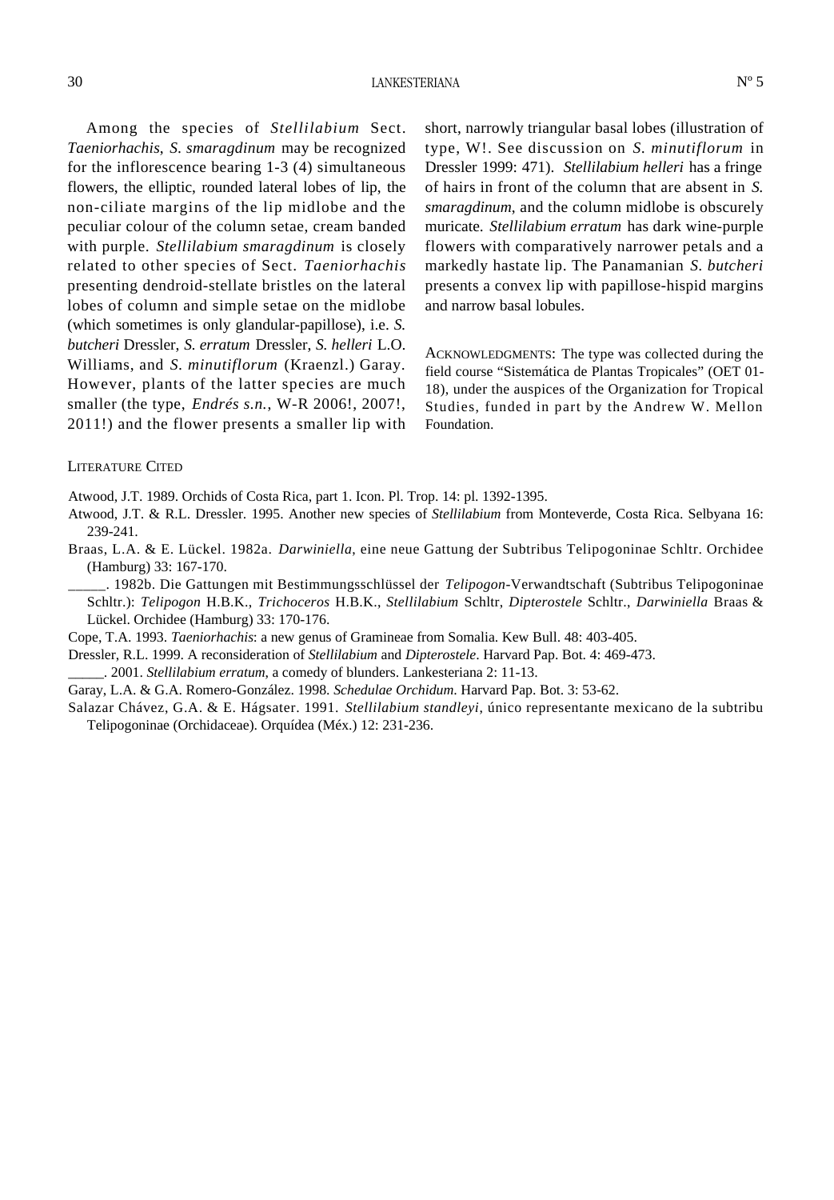Among the species of *Stellilabium* Sect. *Taeniorhachis*, *S. smaragdinum* may be recognized for the inflorescence bearing 1-3 (4) simultaneous flowers, the elliptic, rounded lateral lobes of lip, the non-ciliate margins of the lip midlobe and the peculiar colour of the column setae, cream banded with purple. *Stellilabium smaragdinum* is closely related to other species of Sect. *Taeniorhachis* presenting dendroid-stellate bristles on the lateral lobes of column and simple setae on the midlobe (which sometimes is only glandular-papillose), i.e. *S. butcheri* Dressler, *S. erratum* Dressler, *S. helleri* L.O. Williams, and *S. minutiflorum* (Kraenzl.) Garay. However, plants of the latter species are much smaller (the type, *Endrés s.n.*, W-R 2006!, 2007!, 2011!) and the flower presents a smaller lip with short, narrowly triangular basal lobes (illustration of type, W!. See discussion on *S. minutiflorum* in Dressler 1999: 471). *Stellilabium helleri* has a fringe of hairs in front of the column that are absent in *S. smaragdinum*, and the column midlobe is obscurely muricate. *Stellilabium erratum* has dark wine-purple flowers with comparatively narrower petals and a markedly hastate lip. The Panamanian *S. butcheri* presents a convex lip with papillose-hispid margins and narrow basal lobules.

ACKNOWLEDGMENTS: The type was collected during the field course "Sistemática de Plantas Tropicales" (OET 01-18), under the auspices of the Organization for Tropical Studies, funded in part by the Andrew W. Mellon Foundation.

## LITERATURE CITED

Atwood, J.T. 1989. Orchids of Costa Rica, part 1. Icon. Pl. Trop. 14: pl. 1392-1395.

Atwood, J.T. & R.L. Dressler. 1995. Another new species of *Stellilabium* from Monteverde, Costa Rica. Selbyana 16: 239-241.

Braas, L.A. & E. Lückel. 1982a. *Darwiniella*, eine neue Gattung der Subtribus Telipogoninae Schltr. Orchidee (Hamburg) 33: 167-170.

_____. 1982b. Die Gattungen mit Bestimmungsschlüssel der *Telipogon*-Verwandtschaft (Subtribus Telipogoninae Schltr.): *Telipogon* H.B.K., *Trichoceros* H.B.K., *Stellilabium* Schltr, *Dipterostele* Schltr., *Darwiniella* Braas & Lückel. Orchidee (Hamburg) 33: 170-176.

Cope, T.A. 1993. *Taeniorhachis*: a new genus of Gramineae from Somalia. Kew Bull. 48: 403-405.

Dressler, R.L. 1999. A reconsideration of *Stellilabium* and *Dipterostele*. Harvard Pap. Bot. 4: 469-473.

_____. 2001. *Stellilabium erratum*, a comedy of blunders. Lankesteriana 2: 11-13.

Garay, L.A. & G.A. Romero-González. 1998. *Schedulae Orchidum*. Harvard Pap. Bot. 3: 53-62.

Salazar Chávez, G.A. & E. Hágsater. 1991. *Stellilabium standleyi*, único representante mexicano de la subtribu Telipogoninae (Orchidaceae). Orquídea (Méx.) 12: 231-236.